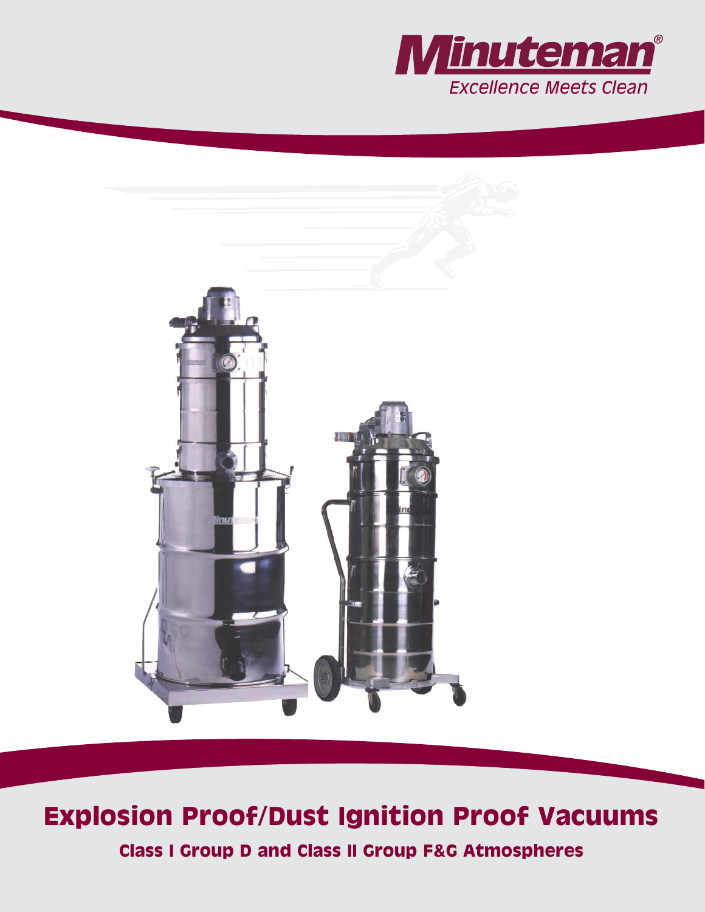Minuteman®

*Excellence Meets Clean*

# Explosion Proof/Dust Ignition Proof Vacuums

## Class I Group D and Class II Group F&G Atmospheres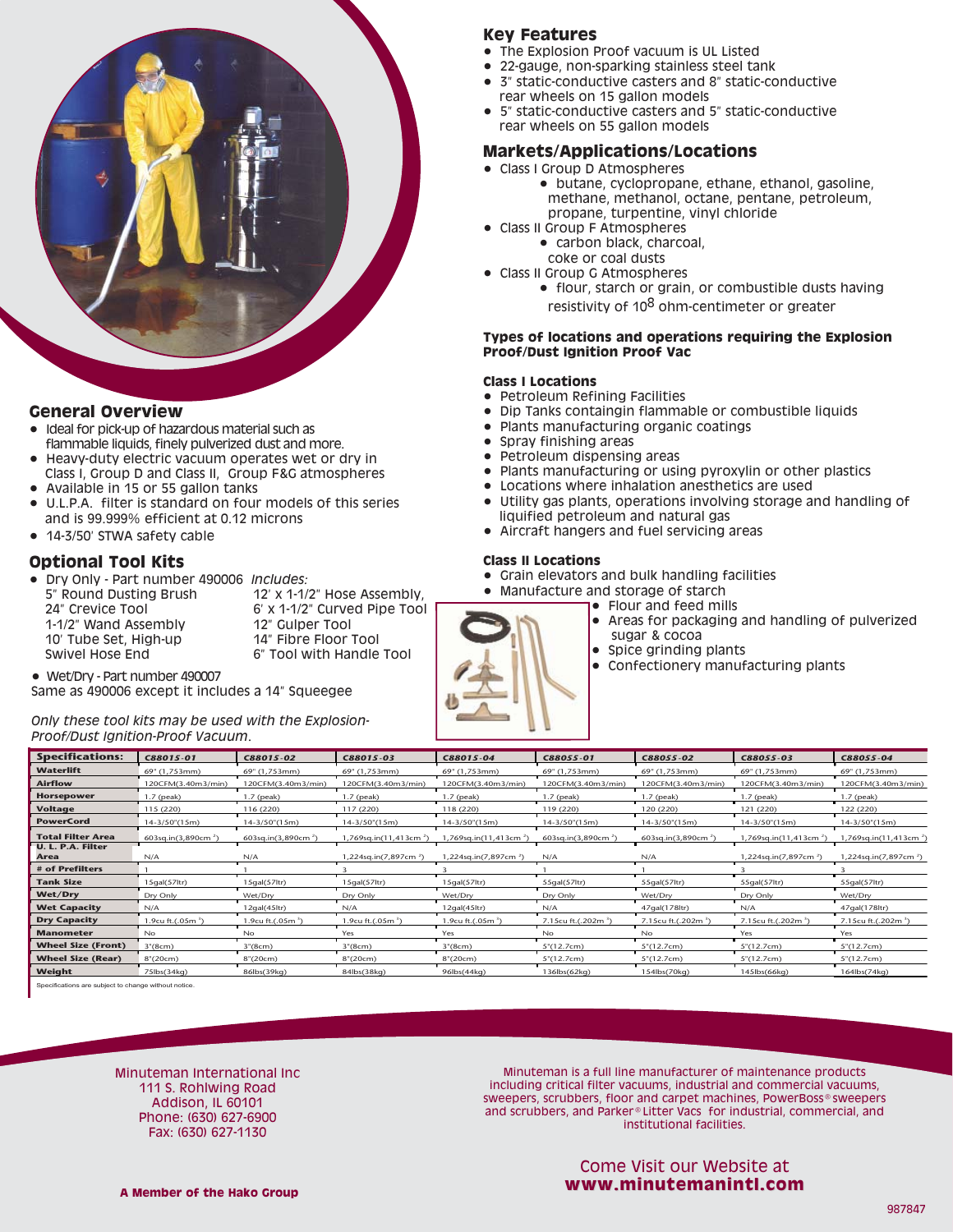## Key Features

- The Explosion Proof vacuum is UL Listed
- 22-gauge, non-sparking stainless steel tank
- 3" static-conductive casters and 8" static-conductive rear wheels on 15 gallon models
- 5" static-conductive casters and 5" static-conductive rear wheels on 55 gallon models

## Markets/Applications/Locations

- Class I Group D Atmospheres
  - butane, cyclopropane, ethane, ethanol, gasoline, methane, methanol, octane, pentane, petroleum, propane, turpentine, vinyl chloride
- Class II Group F Atmospheres
  - carbon black, charcoal, coke or coal dusts
- Class II Group G Atmospheres
  - flour, starch or grain, or combustible dusts having resistivity of $10^8$ ohm-centimeter or greater

### Types of locations and operations requiring the Explosion Proof/Dust Ignition Proof Vac

### Class I Locations

- Petroleum Refining Facilities
- Dip Tanks containgin flammable or combustible liquids
- Plants manufacturing organic coatings
- Spray finishing areas
- Petroleum dispensing areas
- Plants manufacturing or using pyroxylin or other plastics
- Locations where inhalation anesthetics are used
- Utility gas plants, operations involving storage and handling of liquified petroleum and natural gas
- Aircraft hangers and fuel servicing areas

### Class II Locations

- Grain elevators and bulk handling facilities
- Manufacture and storage of starch
- Flour and feed mills
- Areas for packaging and handling of pulverized sugar & cocoa
- Spice grinding plants
- Confectionery manufacturing plants

## General Overview

- Ideal for pick-up of hazardous material such as flammable liquids, finely pulverized dust and more.
- Heavy-duty electric vacuum operates wet or dry in Class I, Group D and Class II, Group F&G atmospheres
- Available in 15 or 55 gallon tanks
- U.L.P.A. filter is standard on four models of this series and is 99.999% efficient at 0.12 microns
- 14-3/50' STWA safety cable

## Optional Tool Kits

- Dry Only - Part number 490006 *Includes:*
  - 5" Round Dusting Brush
  - 24" Crevice Tool
  - 1-1/2" Wand Assembly
  - 10' Tube Set, High-up
  - Swivel Hose End
  - 12' x 1-1/2" Hose Assembly,
  - 6' x 1-1/2" Curved Pipe Tool
  - 12" Gulper Tool
  - 14" Fibre Floor Tool
  - 6" Tool with Handle Tool
- Wet/Dry - Part number 490007
  Same as 490006 except it includes a 14" Squeegee

*Only these tool kits may be used with the Explosion-Proof/Dust Ignition-Proof Vacuum.*

| Specifications: | C88015-01 | C88015-02 | C88015-03 | C88015-04 | C88055-01 | C88055-02 | C88055-03 | C88055-04 |
|---|---|---|---|---|---|---|---|---|
| Waterlift | 69" (1,753mm) | 69" (1,753mm) | 69" (1,753mm) | 69" (1,753mm) | 69" (1,753mm) | 69" (1,753mm) | 69" (1,753mm) | 69" (1,753mm) |
| Airflow | 120CFM(3.40m3/min) | 120CFM(3.40m3/min) | 120CFM(3.40m3/min) | 120CFM(3.40m3/min) | 120CFM(3.40m3/min) | 120CFM(3.40m3/min) | 120CFM(3.40m3/min) | 120CFM(3.40m3/min) |
| Horsepower | 1.7 (peak) | 1.7 (peak) | 1.7 (peak) | 1.7 (peak) | 1.7 (peak) | 1.7 (peak) | 1.7 (peak) | 1.7 (peak) |
| Voltage | 115 (220) | 116 (220) | 117 (220) | 118 (220) | 119 (220) | 120 (220) | 121 (220) | 122 (220) |
| PowerCord | 14-3/50"(15m) | 14-3/50"(15m) | 14-3/50"(15m) | 14-3/50"(15m) | 14-3/50"(15m) | 14-3/50"(15m) | 14-3/50"(15m) | 14-3/50"(15m) |
| Total Filter Area | 603sq.in(3,890cm $^2$) | 603sq.in(3,890cm $^2$) | 1,769sq.in(11,413cm $^2$) | 1,769sq.in(11,413cm $^2$) | 603sq.in(3,890cm $^2$) | 603sq.in(3,890cm $^2$) | 1,769sq.in(11,413cm $^2$) | 1,769sq.in(11,413cm $^2$) |
| U. L. P.A. Filter Area | N/A | N/A | 1,224sq.in(7,897cm $^2$) | 1,224sq.in(7,897cm $^2$) | N/A | N/A | 1,224sq.in(7,897cm $^2$) | 1,224sq.in(7,897cm $^2$) |
| # of Prefilters | 1 | 1 | 3 | 3 | 1 | 1 | 3 | 3 |
| Tank Size | 15gal(57ltr) | 15gal(57ltr) | 15gal(57ltr) | 15gal(57ltr) | 55gal(57ltr) | 55gal(57ltr) | 55gal(57ltr) | 55gal(57ltr) |
| Wet/Dry | Dry Only | Wet/Dry | Dry Only | Wet/Dry | Dry Only | Wet/Dry | Dry Only | Wet/Dry |
| Wet Capacity | N/A | 12gal(45ltr) | N/A | 12gal(45ltr) | N/A | 47gal(178ltr) | N/A | 47gal(178ltr) |
| Dry Capacity | 1.9cu ft.(.05m $^3$) | 1.9cu ft.(.05m $^3$) | 1.9cu ft.(.05m $^3$) | 1.9cu ft.(.05m $^3$) | 7.15cu ft.(.202m $^3$) | 7.15cu ft.(.202m $^3$) | 7.15cu ft.(.202m $^3$) | 7.15cu ft.(.202m $^3$) |
| Manometer | No | No | Yes | Yes | No | No | Yes | Yes |
| Wheel Size (Front) | 3"(8cm) | 3"(8cm) | 3"(8cm) | 3"(8cm) | 5"(12.7cm) | 5"(12.7cm) | 5"(12.7cm) | 5"(12.7cm) |
| Wheel Size (Rear) | 8"(20cm) | 8"(20cm) | 8"(20cm) | 8"(20cm) | 5"(12.7cm) | 5"(12.7cm) | 5"(12.7cm) | 5"(12.7cm) |
| Weight | 75lbs(34kg) | 86lbs(39kg) | 84lbs(38kg) | 96lbs(44kg) | 136lbs(62kg) | 154lbs(70kg) | 145lbs(66kg) | 164lbs(74kg) |

Specifications are subject to change without notice.

Minuteman International Inc
111 S. Rohlwing Road
Addison, IL 60101
Phone: (630) 627-6900
Fax: (630) 627-1130

Minuteman is a full line manufacturer of maintenance products including critical filter vacuums, industrial and commercial vacuums, sweepers, scrubbers, floor and carpet machines, PowerBoss® sweepers and scrubbers, and Parker® Litter Vacs for industrial, commercial, and institutional facilities.

Come Visit our Website at
**www.minutemanintl.com**

**A Member of the Hako Group**

987847